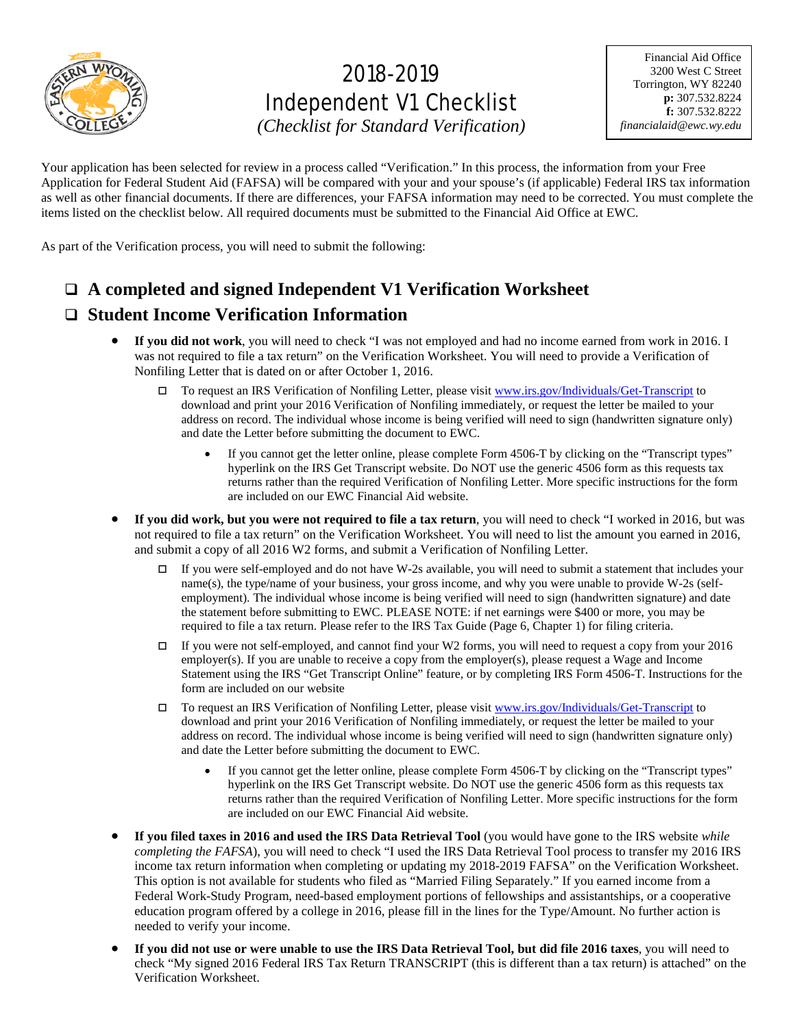# 2018-2019 Independent V1 Checklist

*(Checklist for Standard Verification)*

Financial Aid Office
3200 West C Street
Torrington, WY 82240
**p:** 307.532.8224
**f:** 307.532.8222
*financialaid@ewc.wy.edu*

Your application has been selected for review in a process called "Verification." In this process, the information from your Free Application for Federal Student Aid (FAFSA) will be compared with your and your spouse's (if applicable) Federal IRS tax information as well as other financial documents. If there are differences, your FAFSA information may need to be corrected. You must complete the items listed on the checklist below. All required documents must be submitted to the Financial Aid Office at EWC.

As part of the Verification process, you will need to submit the following:

## ❑ A completed and signed Independent V1 Verification Worksheet

## ❑ Student Income Verification Information

- **If you did not work**, you will need to check "I was not employed and had no income earned from work in 2016. I was not required to file a tax return" on the Verification Worksheet. You will need to provide a Verification of Nonfiling Letter that is dated on or after October 1, 2016.
  - ☐ To request an IRS Verification of Nonfiling Letter, please visit www.irs.gov/Individuals/Get-Transcript to download and print your 2016 Verification of Nonfiling immediately, or request the letter be mailed to your address on record. The individual whose income is being verified will need to sign (handwritten signature only) and date the Letter before submitting the document to EWC.
    - If you cannot get the letter online, please complete Form 4506-T by clicking on the "Transcript types" hyperlink on the IRS Get Transcript website. Do NOT use the generic 4506 form as this requests tax returns rather than the required Verification of Nonfiling Letter. More specific instructions for the form are included on our EWC Financial Aid website.
- **If you did work, but you were not required to file a tax return**, you will need to check "I worked in 2016, but was not required to file a tax return" on the Verification Worksheet. You will need to list the amount you earned in 2016, and submit a copy of all 2016 W2 forms, and submit a Verification of Nonfiling Letter.
  - ☐ If you were self-employed and do not have W-2s available, you will need to submit a statement that includes your name(s), the type/name of your business, your gross income, and why you were unable to provide W-2s (self-employment). The individual whose income is being verified will need to sign (handwritten signature) and date the statement before submitting to EWC. PLEASE NOTE: if net earnings were $400 or more, you may be required to file a tax return. Please refer to the IRS Tax Guide (Page 6, Chapter 1) for filing criteria.
  - ☐ If you were not self-employed, and cannot find your W2 forms, you will need to request a copy from your 2016 employer(s). If you are unable to receive a copy from the employer(s), please request a Wage and Income Statement using the IRS "Get Transcript Online" feature, or by completing IRS Form 4506-T. Instructions for the form are included on our website
  - ☐ To request an IRS Verification of Nonfiling Letter, please visit www.irs.gov/Individuals/Get-Transcript to download and print your 2016 Verification of Nonfiling immediately, or request the letter be mailed to your address on record. The individual whose income is being verified will need to sign (handwritten signature only) and date the Letter before submitting the document to EWC.
    - If you cannot get the letter online, please complete Form 4506-T by clicking on the "Transcript types" hyperlink on the IRS Get Transcript website. Do NOT use the generic 4506 form as this requests tax returns rather than the required Verification of Nonfiling Letter. More specific instructions for the form are included on our EWC Financial Aid website.
- **If you filed taxes in 2016 and used the IRS Data Retrieval Tool** (you would have gone to the IRS website *while completing the FAFSA*), you will need to check "I used the IRS Data Retrieval Tool process to transfer my 2016 IRS income tax return information when completing or updating my 2018-2019 FAFSA" on the Verification Worksheet. This option is not available for students who filed as "Married Filing Separately." If you earned income from a Federal Work-Study Program, need-based employment portions of fellowships and assistantships, or a cooperative education program offered by a college in 2016, please fill in the lines for the Type/Amount. No further action is needed to verify your income.
- **If you did not use or were unable to use the IRS Data Retrieval Tool, but did file 2016 taxes**, you will need to check "My signed 2016 Federal IRS Tax Return TRANSCRIPT (this is different than a tax return) is attached" on the Verification Worksheet.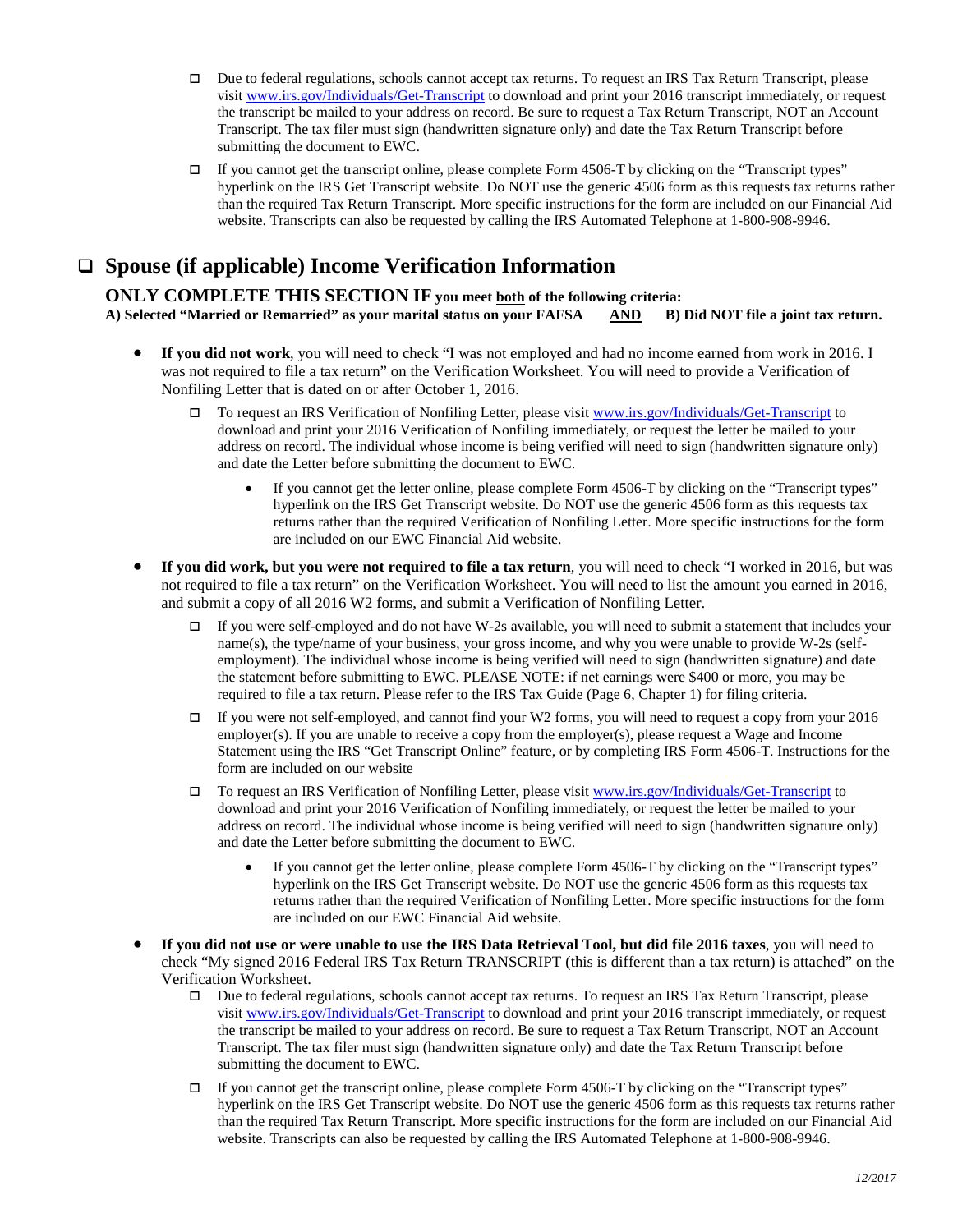- ☐ Due to federal regulations, schools cannot accept tax returns. To request an IRS Tax Return Transcript, please visit www.irs.gov/Individuals/Get-Transcript to download and print your 2016 transcript immediately, or request the transcript be mailed to your address on record. Be sure to request a Tax Return Transcript, NOT an Account Transcript. The tax filer must sign (handwritten signature only) and date the Tax Return Transcript before submitting the document to EWC.
- ☐ If you cannot get the transcript online, please complete Form 4506-T by clicking on the "Transcript types" hyperlink on the IRS Get Transcript website. Do NOT use the generic 4506 form as this requests tax returns rather than the required Tax Return Transcript. More specific instructions for the form are included on our Financial Aid website. Transcripts can also be requested by calling the IRS Automated Telephone at 1-800-908-9946.

## ☐ Spouse (if applicable) Income Verification Information

### ONLY COMPLETE THIS SECTION IF you meet both of the following criteria:

**A) Selected "Married or Remarried" as your marital status on your FAFSA AND B) Did NOT file a joint tax return.**

- **If you did not work**, you will need to check "I was not employed and had no income earned from work in 2016. I was not required to file a tax return" on the Verification Worksheet. You will need to provide a Verification of Nonfiling Letter that is dated on or after October 1, 2016.
  - ☐ To request an IRS Verification of Nonfiling Letter, please visit www.irs.gov/Individuals/Get-Transcript to download and print your 2016 Verification of Nonfiling immediately, or request the letter be mailed to your address on record. The individual whose income is being verified will need to sign (handwritten signature only) and date the Letter before submitting the document to EWC.
    - If you cannot get the letter online, please complete Form 4506-T by clicking on the "Transcript types" hyperlink on the IRS Get Transcript website. Do NOT use the generic 4506 form as this requests tax returns rather than the required Verification of Nonfiling Letter. More specific instructions for the form are included on our EWC Financial Aid website.
- **If you did work, but you were not required to file a tax return**, you will need to check "I worked in 2016, but was not required to file a tax return" on the Verification Worksheet. You will need to list the amount you earned in 2016, and submit a copy of all 2016 W2 forms, and submit a Verification of Nonfiling Letter.
  - ☐ If you were self-employed and do not have W-2s available, you will need to submit a statement that includes your name(s), the type/name of your business, your gross income, and why you were unable to provide W-2s (self-employment). The individual whose income is being verified will need to sign (handwritten signature) and date the statement before submitting to EWC. PLEASE NOTE: if net earnings were $400 or more, you may be required to file a tax return. Please refer to the IRS Tax Guide (Page 6, Chapter 1) for filing criteria.
  - ☐ If you were not self-employed, and cannot find your W2 forms, you will need to request a copy from your 2016 employer(s). If you are unable to receive a copy from the employer(s), please request a Wage and Income Statement using the IRS "Get Transcript Online" feature, or by completing IRS Form 4506-T. Instructions for the form are included on our website
  - ☐ To request an IRS Verification of Nonfiling Letter, please visit www.irs.gov/Individuals/Get-Transcript to download and print your 2016 Verification of Nonfiling immediately, or request the letter be mailed to your address on record. The individual whose income is being verified will need to sign (handwritten signature only) and date the Letter before submitting the document to EWC.
    - If you cannot get the letter online, please complete Form 4506-T by clicking on the "Transcript types" hyperlink on the IRS Get Transcript website. Do NOT use the generic 4506 form as this requests tax returns rather than the required Verification of Nonfiling Letter. More specific instructions for the form are included on our EWC Financial Aid website.
- **If you did not use or were unable to use the IRS Data Retrieval Tool, but did file 2016 taxes**, you will need to check "My signed 2016 Federal IRS Tax Return TRANSCRIPT (this is different than a tax return) is attached" on the Verification Worksheet.
  - ☐ Due to federal regulations, schools cannot accept tax returns. To request an IRS Tax Return Transcript, please visit www.irs.gov/Individuals/Get-Transcript to download and print your 2016 transcript immediately, or request the transcript be mailed to your address on record. Be sure to request a Tax Return Transcript, NOT an Account Transcript. The tax filer must sign (handwritten signature only) and date the Tax Return Transcript before submitting the document to EWC.
  - ☐ If you cannot get the transcript online, please complete Form 4506-T by clicking on the "Transcript types" hyperlink on the IRS Get Transcript website. Do NOT use the generic 4506 form as this requests tax returns rather than the required Tax Return Transcript. More specific instructions for the form are included on our Financial Aid website. Transcripts can also be requested by calling the IRS Automated Telephone at 1-800-908-9946.

*12/2017*